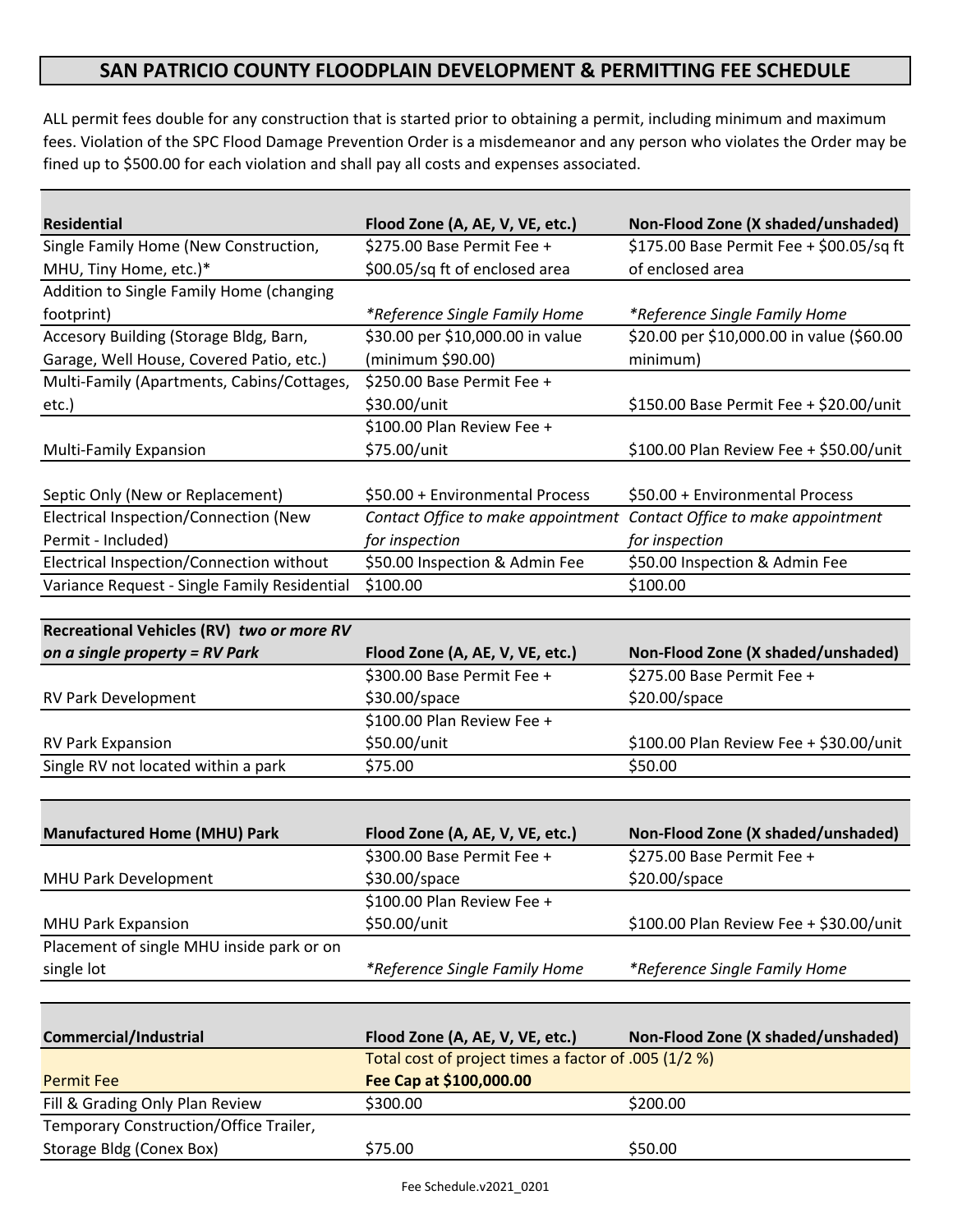# SAN PATRICIO COUNTY FLOODPLAIN DEVELOPMENT & PERMITTING FEE SCHEDULE

ALL permit fees double for any construction that is started prior to obtaining a permit, including minimum and maximum fees. Violation of the SPC Flood Damage Prevention Order is a misdemeanor and any person who violates the Order may be fined up to $500.00 for each violation and shall pay all costs and expenses associated.

| **Residential** | **Flood Zone (A, AE, V, VE, etc.)** | **Non-Flood Zone (X shaded/unshaded)** |
|---|---|---|
| Single Family Home (New Construction, MHU, Tiny Home, etc.)* | $275.00 Base Permit Fee + $00.05/sq ft of enclosed area | $175.00 Base Permit Fee + $00.05/sq ft of enclosed area |
| Addition to Single Family Home (changing footprint) | *\*Reference Single Family Home* | *\*Reference Single Family Home* |
| Accesory Building (Storage Bldg, Barn, Garage, Well House, Covered Patio, etc.) | $30.00 per $10,000.00 in value (minimum $90.00) | $20.00 per $10,000.00 in value ($60.00 minimum) |
| Multi-Family (Apartments, Cabins/Cottages, etc.) | $250.00 Base Permit Fee + $30.00/unit | $150.00 Base Permit Fee + $20.00/unit |
| Multi-Family Expansion | $100.00 Plan Review Fee + $75.00/unit | $100.00 Plan Review Fee + $50.00/unit |
| Septic Only (New or Replacement) | $50.00 + Environmental Process | $50.00 + Environmental Process |
| Electrical Inspection/Connection (New Permit - Included) | *Contact Office to make appointment for inspection* | *Contact Office to make appointment for inspection* |
| Electrical Inspection/Connection without | $50.00 Inspection & Admin Fee | $50.00 Inspection & Admin Fee |
| Variance Request - Single Family Residential | $100.00 | $100.00 |

| **Recreational Vehicles (RV)** ***two or more RV on a single property = RV Park*** | **Flood Zone (A, AE, V, VE, etc.)** | **Non-Flood Zone (X shaded/unshaded)** |
|---|---|---|
| RV Park Development | $300.00 Base Permit Fee + $30.00/space | $275.00 Base Permit Fee + $20.00/space |
| RV Park Expansion | $100.00 Plan Review Fee + $50.00/unit | $100.00 Plan Review Fee + $30.00/unit |
| Single RV not located within a park | $75.00 | $50.00 |

| **Manufactured Home (MHU) Park** | **Flood Zone (A, AE, V, VE, etc.)** | **Non-Flood Zone (X shaded/unshaded)** |
|---|---|---|
| MHU Park Development | $300.00 Base Permit Fee + $30.00/space | $275.00 Base Permit Fee + $20.00/space |
| MHU Park Expansion | $100.00 Plan Review Fee + $50.00/unit | $100.00 Plan Review Fee + $30.00/unit |
| Placement of single MHU inside park or on single lot | *\*Reference Single Family Home* | *\*Reference Single Family Home* |

| **Commercial/Industrial** | **Flood Zone (A, AE, V, VE, etc.)** | **Non-Flood Zone (X shaded/unshaded)** |
|---|---|---|
| Permit Fee | Total cost of project times a factor of .005 (1/2 %) **Fee Cap at $100,000.00** | |
| Fill & Grading Only Plan Review | $300.00 | $200.00 |
| Temporary Construction/Office Trailer, Storage Bldg (Conex Box) | $75.00 | $50.00 |

Fee Schedule.v2021_0201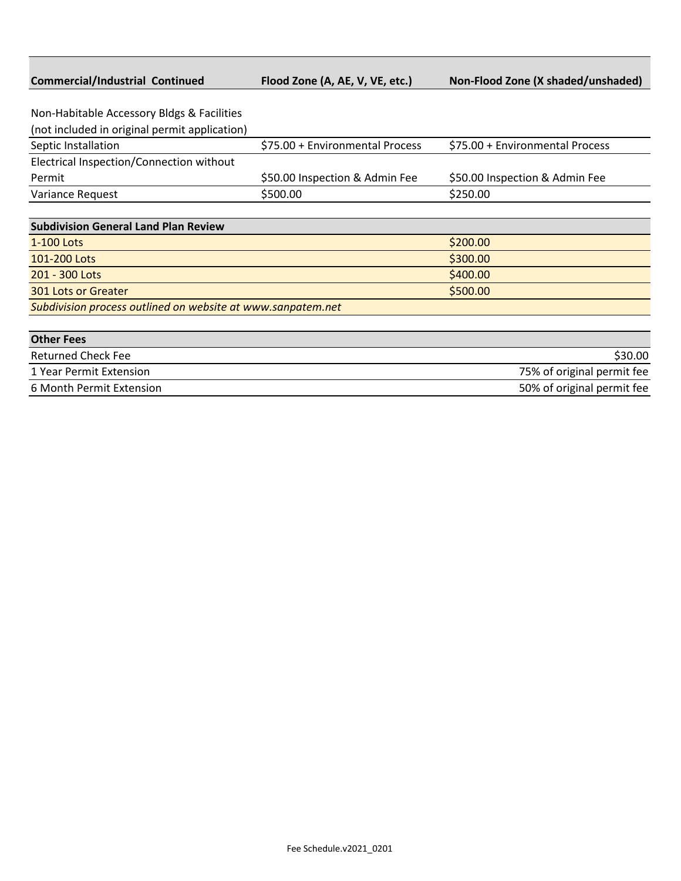| Commercial/Industrial Continued | Flood Zone (A, AE, V, VE, etc.) | Non-Flood Zone (X shaded/unshaded) |
|---|---|---|
| Non-Habitable Accessory Bldgs & Facilities (not included in original permit application) | | |
| Septic Installation | $75.00 + Environmental Process | $75.00 + Environmental Process |
| Electrical Inspection/Connection without Permit | $50.00 Inspection & Admin Fee | $50.00 Inspection & Admin Fee |
| Variance Request | $500.00 | $250.00 |

| Subdivision General Land Plan Review | |
|---|---|
| 1-100 Lots | $200.00 |
| 101-200 Lots | $300.00 |
| 201 - 300 Lots | $400.00 |
| 301 Lots or Greater | $500.00 |

*Subdivision process outlined on website at www.sanpatem.net*

| Other Fees | |
|---|---|
| Returned Check Fee | $30.00 |
| 1 Year Permit Extension | 75% of original permit fee |
| 6 Month Permit Extension | 50% of original permit fee |

Fee Schedule.v2021_0201